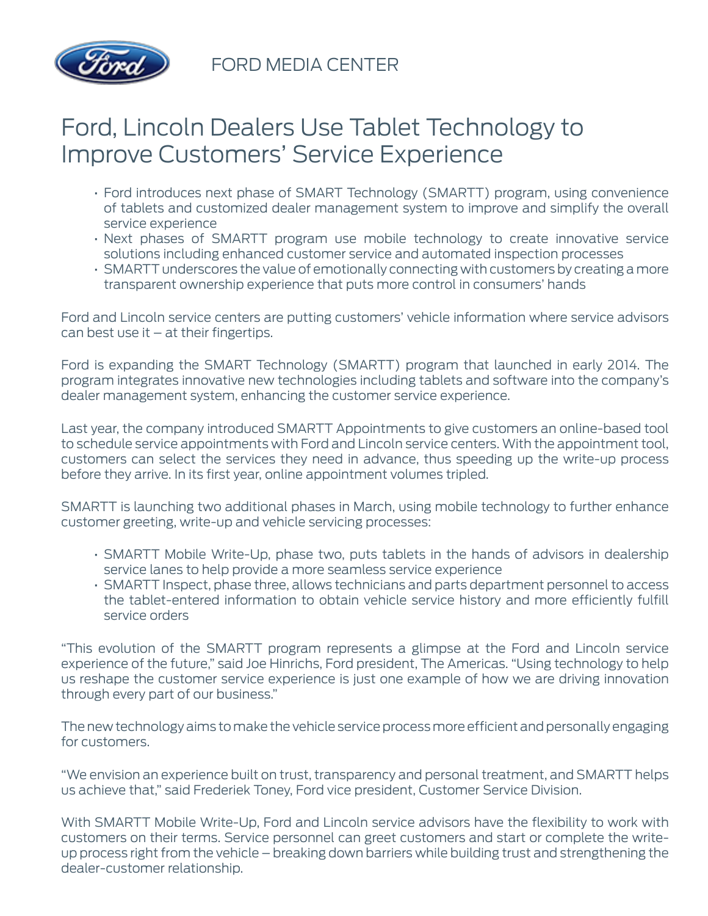FORD MEDIA CENTER

# Ford, Lincoln Dealers Use Tablet Technology to Improve Customers' Service Experience

- Ford introduces next phase of SMART Technology (SMARTT) program, using convenience of tablets and customized dealer management system to improve and simplify the overall service experience
- Next phases of SMARTT program use mobile technology to create innovative service solutions including enhanced customer service and automated inspection processes
- SMARTT underscores the value of emotionally connecting with customers by creating a more transparent ownership experience that puts more control in consumers' hands

Ford and Lincoln service centers are putting customers' vehicle information where service advisors can best use it – at their fingertips.

Ford is expanding the SMART Technology (SMARTT) program that launched in early 2014. The program integrates innovative new technologies including tablets and software into the company's dealer management system, enhancing the customer service experience.

Last year, the company introduced SMARTT Appointments to give customers an online-based tool to schedule service appointments with Ford and Lincoln service centers. With the appointment tool, customers can select the services they need in advance, thus speeding up the write-up process before they arrive. In its first year, online appointment volumes tripled.

SMARTT is launching two additional phases in March, using mobile technology to further enhance customer greeting, write-up and vehicle servicing processes:

- SMARTT Mobile Write-Up, phase two, puts tablets in the hands of advisors in dealership service lanes to help provide a more seamless service experience
- SMARTT Inspect, phase three, allows technicians and parts department personnel to access the tablet-entered information to obtain vehicle service history and more efficiently fulfill service orders

"This evolution of the SMARTT program represents a glimpse at the Ford and Lincoln service experience of the future," said Joe Hinrichs, Ford president, The Americas. "Using technology to help us reshape the customer service experience is just one example of how we are driving innovation through every part of our business."

The new technology aims to make the vehicle service process more efficient and personally engaging for customers.

"We envision an experience built on trust, transparency and personal treatment, and SMARTT helps us achieve that," said Frederiek Toney, Ford vice president, Customer Service Division.

With SMARTT Mobile Write-Up, Ford and Lincoln service advisors have the flexibility to work with customers on their terms. Service personnel can greet customers and start or complete the write-up process right from the vehicle – breaking down barriers while building trust and strengthening the dealer-customer relationship.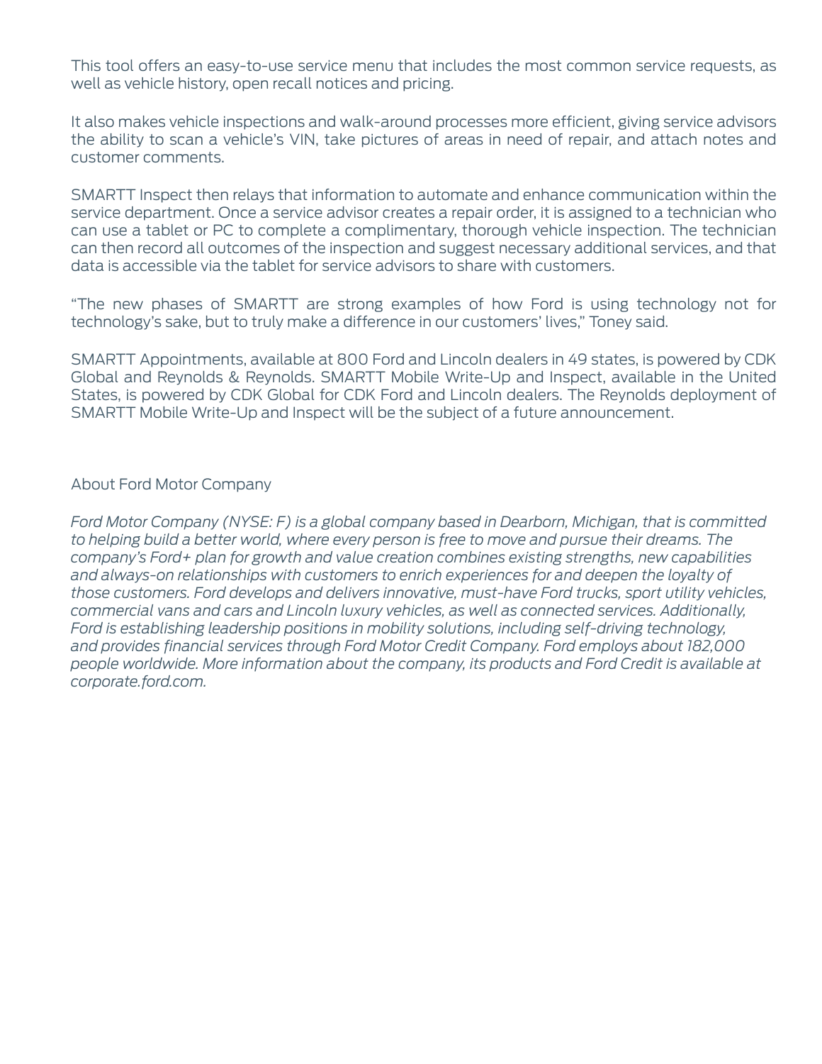This tool offers an easy-to-use service menu that includes the most common service requests, as well as vehicle history, open recall notices and pricing.

It also makes vehicle inspections and walk-around processes more efficient, giving service advisors the ability to scan a vehicle's VIN, take pictures of areas in need of repair, and attach notes and customer comments.

SMARTT Inspect then relays that information to automate and enhance communication within the service department. Once a service advisor creates a repair order, it is assigned to a technician who can use a tablet or PC to complete a complimentary, thorough vehicle inspection. The technician can then record all outcomes of the inspection and suggest necessary additional services, and that data is accessible via the tablet for service advisors to share with customers.

"The new phases of SMARTT are strong examples of how Ford is using technology not for technology's sake, but to truly make a difference in our customers' lives," Toney said.

SMARTT Appointments, available at 800 Ford and Lincoln dealers in 49 states, is powered by CDK Global and Reynolds & Reynolds. SMARTT Mobile Write-Up and Inspect, available in the United States, is powered by CDK Global for CDK Ford and Lincoln dealers. The Reynolds deployment of SMARTT Mobile Write-Up and Inspect will be the subject of a future announcement.

## About Ford Motor Company

*Ford Motor Company (NYSE: F) is a global company based in Dearborn, Michigan, that is committed to helping build a better world, where every person is free to move and pursue their dreams. The company's Ford+ plan for growth and value creation combines existing strengths, new capabilities and always-on relationships with customers to enrich experiences for and deepen the loyalty of those customers. Ford develops and delivers innovative, must-have Ford trucks, sport utility vehicles, commercial vans and cars and Lincoln luxury vehicles, as well as connected services. Additionally, Ford is establishing leadership positions in mobility solutions, including self-driving technology, and provides financial services through Ford Motor Credit Company. Ford employs about 182,000 people worldwide. More information about the company, its products and Ford Credit is available at corporate.ford.com.*